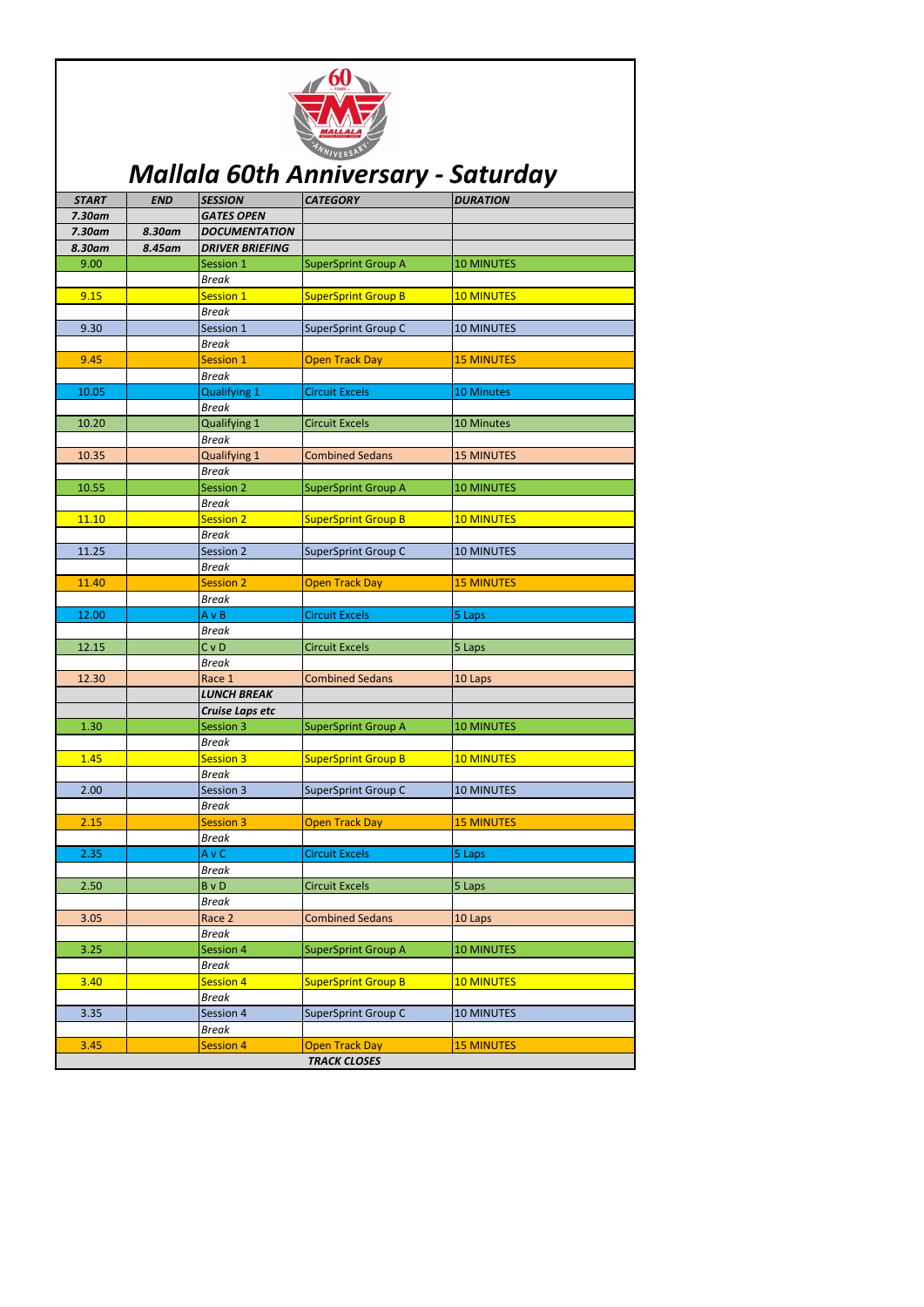# Mallala 60th Anniversary - Saturday

| START | END | SESSION | CATEGORY | DURATION |
|---|---|---|---|---|
| 7.30am | | GATES OPEN | | |
| 7.30am | 8.30am | DOCUMENTATION | | |
| 8.30am | 8.45am | DRIVER BRIEFING | | |
| 9.00 | | Session 1 | SuperSprint Group A | 10 MINUTES |
| | | Break | | |
| 9.15 | | Session 1 | SuperSprint Group B | 10 MINUTES |
| | | Break | | |
| 9.30 | | Session 1 | SuperSprint Group C | 10 MINUTES |
| | | Break | | |
| 9.45 | | Session 1 | Open Track Day | 15 MINUTES |
| | | Break | | |
| 10.05 | | Qualifying 1 | Circuit Excels | 10 Minutes |
| | | Break | | |
| 10.20 | | Qualifying 1 | Circuit Excels | 10 Minutes |
| | | Break | | |
| 10.35 | | Qualifying 1 | Combined Sedans | 15 MINUTES |
| | | Break | | |
| 10.55 | | Session 2 | SuperSprint Group A | 10 MINUTES |
| | | Break | | |
| 11.10 | | Session 2 | SuperSprint Group B | 10 MINUTES |
| | | Break | | |
| 11.25 | | Session 2 | SuperSprint Group C | 10 MINUTES |
| | | Break | | |
| 11.40 | | Session 2 | Open Track Day | 15 MINUTES |
| | | Break | | |
| 12.00 | | A v B | Circuit Excels | 5 Laps |
| | | Break | | |
| 12.15 | | C v D | Circuit Excels | 5 Laps |
| | | Break | | |
| 12.30 | | Race 1 | Combined Sedans | 10 Laps |
| | | LUNCH BREAK | | |
| | | Cruise Laps etc | | |
| 1.30 | | Session 3 | SuperSprint Group A | 10 MINUTES |
| | | Break | | |
| 1.45 | | Session 3 | SuperSprint Group B | 10 MINUTES |
| | | Break | | |
| 2.00 | | Session 3 | SuperSprint Group C | 10 MINUTES |
| | | Break | | |
| 2.15 | | Session 3 | Open Track Day | 15 MINUTES |
| | | Break | | |
| 2.35 | | A v C | Circuit Excels | 5 Laps |
| | | Break | | |
| 2.50 | | B v D | Circuit Excels | 5 Laps |
| | | Break | | |
| 3.05 | | Race 2 | Combined Sedans | 10 Laps |
| | | Break | | |
| 3.25 | | Session 4 | SuperSprint Group A | 10 MINUTES |
| | | Break | | |
| 3.40 | | Session 4 | SuperSprint Group B | 10 MINUTES |
| | | Break | | |
| 3.35 | | Session 4 | SuperSprint Group C | 10 MINUTES |
| | | Break | | |
| 3.45 | | Session 4 | Open Track Day | 15 MINUTES |
| | | TRACK CLOSES | | |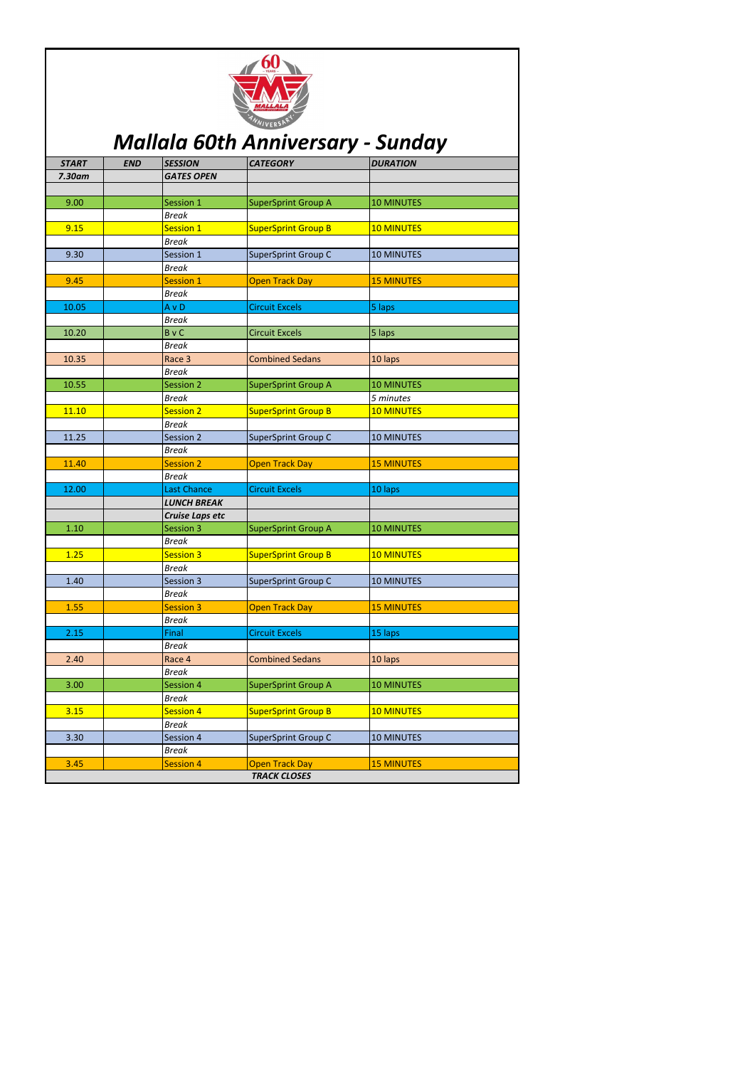# *Mallala 60th Anniversary - Sunday*

| START | END | SESSION | CATEGORY | DURATION |
|---|---|---|---|---|
| *7.30am* | | *GATES OPEN* | | |
| | | | | |
| 9.00 | | Session 1 | SuperSprint Group A | 10 MINUTES |
| | | *Break* | | |
| 9.15 | | Session 1 | SuperSprint Group B | 10 MINUTES |
| | | *Break* | | |
| 9.30 | | Session 1 | SuperSprint Group C | 10 MINUTES |
| | | *Break* | | |
| 9.45 | | Session 1 | Open Track Day | 15 MINUTES |
| | | *Break* | | |
| 10.05 | | A v D | Circuit Excels | 5 laps |
| | | *Break* | | |
| 10.20 | | B v C | Circuit Excels | 5 laps |
| | | *Break* | | |
| 10.35 | | Race 3 | Combined Sedans | 10 laps |
| | | *Break* | | |
| 10.55 | | Session 2 | SuperSprint Group A | 10 MINUTES |
| | | *Break* | | *5 minutes* |
| 11.10 | | Session 2 | SuperSprint Group B | 10 MINUTES |
| | | *Break* | | |
| 11.25 | | Session 2 | SuperSprint Group C | 10 MINUTES |
| | | *Break* | | |
| 11.40 | | Session 2 | Open Track Day | 15 MINUTES |
| | | *Break* | | |
| 12.00 | | Last Chance | Circuit Excels | 10 laps |
| | | ***LUNCH BREAK*** | | |
| | | ***Cruise Laps etc*** | | |
| 1.10 | | Session 3 | SuperSprint Group A | 10 MINUTES |
| | | *Break* | | |
| 1.25 | | Session 3 | SuperSprint Group B | 10 MINUTES |
| | | *Break* | | |
| 1.40 | | Session 3 | SuperSprint Group C | 10 MINUTES |
| | | *Break* | | |
| 1.55 | | Session 3 | Open Track Day | 15 MINUTES |
| | | *Break* | | |
| 2.15 | | Final | Circuit Excels | 15 laps |
| | | *Break* | | |
| 2.40 | | Race 4 | Combined Sedans | 10 laps |
| | | *Break* | | |
| 3.00 | | Session 4 | SuperSprint Group A | 10 MINUTES |
| | | *Break* | | |
| 3.15 | | Session 4 | SuperSprint Group B | 10 MINUTES |
| | | *Break* | | |
| 3.30 | | Session 4 | SuperSprint Group C | 10 MINUTES |
| | | *Break* | | |
| 3.45 | | Session 4 | Open Track Day | 15 MINUTES |
| | | | ***TRACK CLOSES*** | |